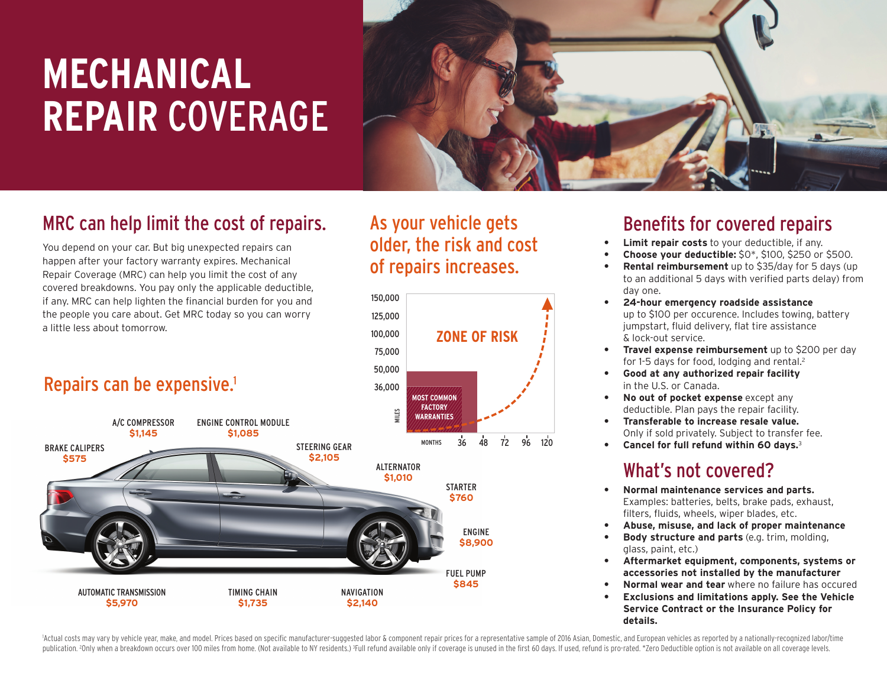# MECHANICAL REPAIR COVERAGE

## MRC can help limit the cost of repairs.

You depend on your car. But big unexpected repairs can happen after your factory warranty expires. Mechanical Repair Coverage (MRC) can help you limit the cost of any covered breakdowns. You pay only the applicable deductible, if any. MRC can help lighten the financial burden for you and the people you care about. Get MRC today so you can worry a little less about tomorrow.

## Repairs can be expensive.[1]

- BRAKE CALIPERS **$575**
- A/C COMPRESSOR **$1,145**
- ENGINE CONTROL MODULE **$1,085**
- STEERING GEAR **$2,105**
- ALTERNATOR **$1,010**
- STARTER **$760**
- ENGINE **$8,900**
- FUEL PUMP **$845**
- AUTOMATIC TRANSMISSION **$5,970**
- TIMING CHAIN **$1,735**
- NAVIGATION **$2,140**

## As your vehicle gets older, the risk and cost of repairs increases.

ZONE OF RISK

MOST COMMON FACTORY WARRANTIES

MILES: 36,000; 50,000; 75,000; 100,000; 125,000; 150,000

MONTHS: 36; 48; 72; 96; 120

## Benefits for covered repairs

- **Limit repair costs** to your deductible, if any.
- **Choose your deductible:** $0*, $100, $250 or $500.
- **Rental reimbursement** up to $35/day for 5 days (up to an additional 5 days with verified parts delay) from day one.
- **24-hour emergency roadside assistance** up to $100 per occurence. Includes towing, battery jumpstart, fluid delivery, flat tire assistance & lock-out service.
- **Travel expense reimbursement** up to $200 per day for 1-5 days for food, lodging and rental.[2]
- **Good at any authorized repair facility** in the U.S. or Canada.
- **No out of pocket expense** except any deductible. Plan pays the repair facility.
- **Transferable to increase resale value.** Only if sold privately. Subject to transfer fee.
- **Cancel for full refund within 60 days.**[3]

## What's not covered?

- **Normal maintenance services and parts.** Examples: batteries, belts, brake pads, exhaust, filters, fluids, wheels, wiper blades, etc.
- **Abuse, misuse, and lack of proper maintenance**
- **Body structure and parts** (e.g. trim, molding, glass, paint, etc.)
- **Aftermarket equipment, components, systems or accessories not installed by the manufacturer**
- **Normal wear and tear** where no failure has occured
- **Exclusions and limitations apply. See the Vehicle Service Contract or the Insurance Policy for details.**

[1]Actual costs may vary by vehicle year, make, and model. Prices based on specific manufacturer-suggested labor & component repair prices for a representative sample of 2016 Asian, Domestic, and European vehicles as reported by a nationally-recognized labor/time publication. [2]Only when a breakdown occurs over 100 miles from home. (Not available to NY residents.) [3]Full refund available only if coverage is unused in the first 60 days. If used, refund is pro-rated. *Zero Deductible option is not available on all coverage levels.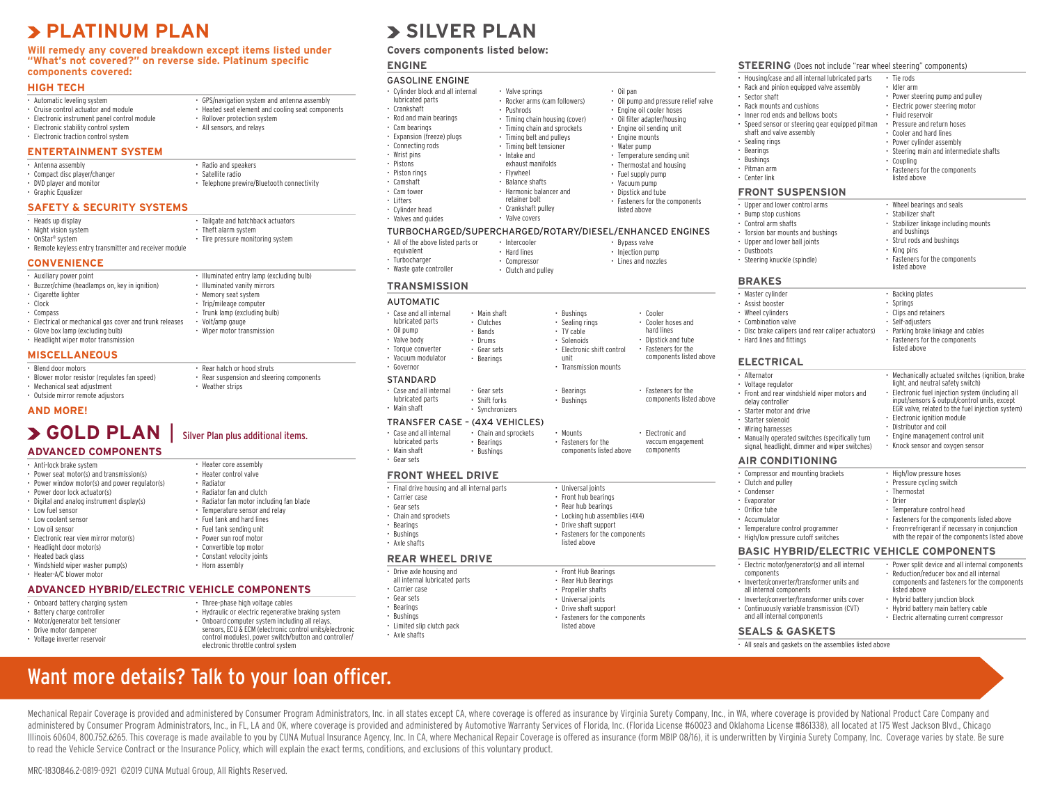# PLATINUM PLAN

**Will remedy any covered breakdown except items listed under "What's not covered?" on reverse side. Platinum specific components covered:**

## HIGH TECH

- Automatic leveling system
- Cruise control actuator and module
- Electronic instrument panel control module
- Electronic stability control system
- Electronic traction control system
- GPS/navigation system and antenna assembly
- Heated seat element and cooling seat components
- Rollover protection system
- All sensors, and relays

## ENTERTAINMENT SYSTEM

- Antenna assembly
- Compact disc player/changer
- DVD player and monitor
- Graphic Equalizer
- Radio and speakers
- Satellite radio
- Telephone prewire/Bluetooth connectivity

## SAFETY & SECURITY SYSTEMS

- Heads up display
- Night vision system
- OnStar® system
- Remote keyless entry transmitter and receiver module
- Tailgate and hatchback actuators
- Theft alarm system
- Tire pressure monitoring system

## CONVENIENCE

- Auxiliary power point
- Buzzer/chime (headlamps on, key in ignition)
- Cigarette lighter
- Clock
- Compass
- Electrical or mechanical gas cover and trunk releases
- Glove box lamp (excluding bulb)
- Headlight wiper motor transmission
- Illuminated entry lamp (excluding bulb)
- Illuminated vanity mirrors
- Memory seat system
- Trip/mileage computer
- Trunk lamp (excluding bulb)
- Volt/amp gauge
- Wiper motor transmission

## MISCELLANEOUS

- Blend door motors
- Blower motor resistor (regulates fan speed)
- Mechanical seat adjustment
- Outside mirror remote adjustors
- Rear hatch or hood struts
- Rear suspension and steering components
- Weather strips

**AND MORE!**

# GOLD PLAN | Silver Plan plus additional items.

## ADVANCED COMPONENTS

- Anti-lock brake system
- Power seat motor(s) and transmission(s)
- Power window motor(s) and power regulator(s)
- Power door lock actuator(s)
- Digital and analog instrument display(s)
- Low fuel sensor
- Low coolant sensor
- Low oil sensor
- Electronic rear view mirror motor(s)
- Headlight door motor(s)
- Heated back glass
- Windshield wiper washer pump(s)
- Heater-A/C blower motor
- Heater core assembly
- Heater control valve
- Radiator
- Radiator fan and clutch
- Radiator fan motor including fan blade
- Temperature sensor and relay
- Fuel tank and hard lines
- Fuel tank sending unit
- Power sun roof motor
- Convertible top motor
- Constant velocity joints
- Horn assembly

## ADVANCED HYBRID/ELECTRIC VEHICLE COMPONENTS

- Onboard battery charging system
- Battery charge controller
- Motor/generator belt tensioner
- Drive motor dampener
- Voltage inverter reservoir
- Three-phase high voltage cables
- Hydraulic or electric regenerative braking system
- Onboard computer system including all relays, sensors, ECU & ECM (electronic control units/electronic control modules), power switch/button and controller/electronic throttle control system

# SILVER PLAN

**Covers components listed below:**

## ENGINE

### GASOLINE ENGINE

- Cylinder block and all internal lubricated parts
- Crankshaft
- Rod and main bearings
- Cam bearings
- Expansion (freeze) plugs
- Connecting rods
- Wrist pins
- Pistons
- Piston rings
- Camshaft
- Cam tower
- Lifters
- Cylinder head
- Valves and guides
- Valve springs
- Rocker arms (cam followers)
- Pushrods
- Timing chain housing (cover)
- Timing chain and sprockets
- Timing belt and pulleys
- Timing belt tensioner
- Intake and exhaust manifolds
- Flywheel
- Balance shafts
- Harmonic balancer and retainer bolt
- Crankshaft pulley
- Valve covers
- Oil pan
- Oil pump and pressure relief valve
- Engine oil cooler hoses
- Oil filter adapter/housing
- Engine oil sending unit
- Engine mounts
- Water pump
- Temperature sending unit
- Thermostat and housing
- Fuel supply pump
- Vacuum pump
- Dipstick and tube
- Fasteners for the components listed above

### TURBOCHARGED/SUPERCHARGED/ROTARY/DIESEL/ENHANCED ENGINES

- All of the above listed parts or equivalent
- Turbocharger
- Waste gate controller
- Intercooler
- Hard lines
- Compressor
- Clutch and pulley
- Bypass valve
- Injection pump
- Lines and nozzles

## TRANSMISSION

### AUTOMATIC

- Case and all internal lubricated parts
- Oil pump
- Valve body
- Torque converter
- Vacuum modulator
- Governor
- Main shaft
- Clutches
- Bands
- Drums
- Gear sets
- Bearings
- Bushings
- Sealing rings
- TV cable
- Solenoids
- Electronic shift control unit
- Transmission mounts
- Cooler
- Cooler hoses and hard lines
- Dipstick and tube
- Fasteners for the components listed above

### STANDARD

- Case and all internal lubricated parts
- Main shaft
- Gear sets
- Shift forks
- Synchronizers
- Bearings
- Bushings
- Fasteners for the components listed above

### TRANSFER CASE – (4X4 VEHICLES)

- Case and all internal lubricated parts
- Main shaft
- Gear sets
- Chain and sprockets
- Bearings
- Bushings
- Mounts
- Fasteners for the components listed above
- Electronic and vaccum engagement components

## FRONT WHEEL DRIVE

- Final drive housing and all internal parts
- Carrier case
- Gear sets
- Chain and sprockets
- Bearings
- Bushings
- Axle shafts
- Universal joints
- Front hub bearings
- Rear hub bearings
- Locking hub assemblies (4X4)
- Drive shaft support
- Fasteners for the components listed above

## REAR WHEEL DRIVE

- Drive axle housing and all internal lubricated parts
- Carrier case
- Gear sets
- Bearings
- Bushings
- Limited slip clutch pack
- Axle shafts
- Front Hub Bearings
- Rear Hub Bearings
- Propeller shafts
- Universal joints
- Drive shaft support
- Fasteners for the components listed above

## STEERING (Does not include "rear wheel steering" components)

- Housing/case and all internal lubricated parts
- Rack and pinion equipped valve assembly
- Sector shaft
- Rack mounts and cushions
- Inner rod ends and bellows boots
- Speed sensor or steering gear equipped pitman shaft and valve assembly
- Sealing rings
- Bearings
- Bushings
- Pitman arm
- Center link
- Tie rods
- Idler arm
- Power steering pump and pulley
- Electric power steering motor
- Fluid reservoir
- Pressure and return hoses
- Cooler and hard lines
- Power cylinder assembly
- Steering main and intermediate shafts
- Coupling
- Fasteners for the components listed above

## FRONT SUSPENSION

- Upper and lower control arms
- Bump stop cushions
- Control arm shafts
- Torsion bar mounts and bushings
- Upper and lower ball joints
- Dustboots
- Steering knuckle (spindle)
- Wheel bearings and seals
- Stabilizer shaft
- Stabilizer linkage including mounts and bushings
- Strut rods and bushings
- King pins
- Fasteners for the components listed above

## BRAKES

- Master cylinder
- Assist booster
- Wheel cylinders
- Combination valve
- Disc brake calipers (and rear caliper actuators)
- Hard lines and fittings
- Backing plates
- Springs
- Clips and retainers
- Self-adjusters
- Parking brake linkage and cables
- Fasteners for the components listed above

## ELECTRICAL

- Alternator
- Voltage regulator
- Front and rear windshield wiper motors and delay controller
- Starter motor and drive
- Starter solenoid
- Wiring harnesses
- Manually operated switches (specifically turn signal, headlight, dimmer and wiper switches)
- Mechanically actuated switches (ignition, brake light, and neutral safety switch)
- Electronic fuel injection system (including all input/sensors & output/control units, except EGR valve, related to the fuel injection system)
- Electronic ignition module
- Distributor and coil
- Engine management control unit
- Knock sensor and oxygen sensor

## AIR CONDITIONING

- Compressor and mounting brackets
- Clutch and pulley
- Condenser
- Evaporator
- Orifice tube
- Accumulator
- Temperature control programmer
- High/low pressure cutoff switches
- High/low pressure hoses
- Pressure cycling switch
- Thermostat
- Drier
- Temperature control head
- Fasteners for the components listed above
- Freon-refrigerant if necessary in conjunction with the repair of the components listed above

## BASIC HYBRID/ELECTRIC VEHICLE COMPONENTS

- Electric motor/generator(s) and all internal components
- Inverter/converter/transformer units and all internal components
- Inverter/converter/transformer units cover
- Continuously variable transmission (CVT) and all internal components
- Power split device and all internal components
- Reduction/reducer box and all internal components and fasteners for the components listed above
- Hybrid battery junction block
- Hybrid battery main battery cable
- Electric alternating current compressor

## SEALS & GASKETS

- All seals and gaskets on the assemblies listed above

# Want more details? Talk to your loan officer.

Mechanical Repair Coverage is provided and administered by Consumer Program Administrators, Inc. in all states except CA, where coverage is offered as insurance by Virginia Surety Company, Inc., in WA, where coverage is provided by National Product Care Company and administered by Consumer Program Administrators, Inc., in FL, LA and OK, where coverage is provided and administered by Automotive Warranty Services of Florida, Inc. (Florida License #60023 and Oklahoma License #861338), all located at 175 West Jackson Blvd., Chicago Illinois 60604, 800.752.6265. This coverage is made available to you by CUNA Mutual Insurance Agency, Inc. In CA, where Mechanical Repair Coverage is offered as insurance (form MBIP 08/16), it is underwritten by Virginia Surety Company, Inc. Coverage varies by state. Be sure to read the Vehicle Service Contract or the Insurance Policy, which will explain the exact terms, conditions, and exclusions of this voluntary product.

MRC-1830846.2-0819-0921 ©2019 CUNA Mutual Group, All Rights Reserved.